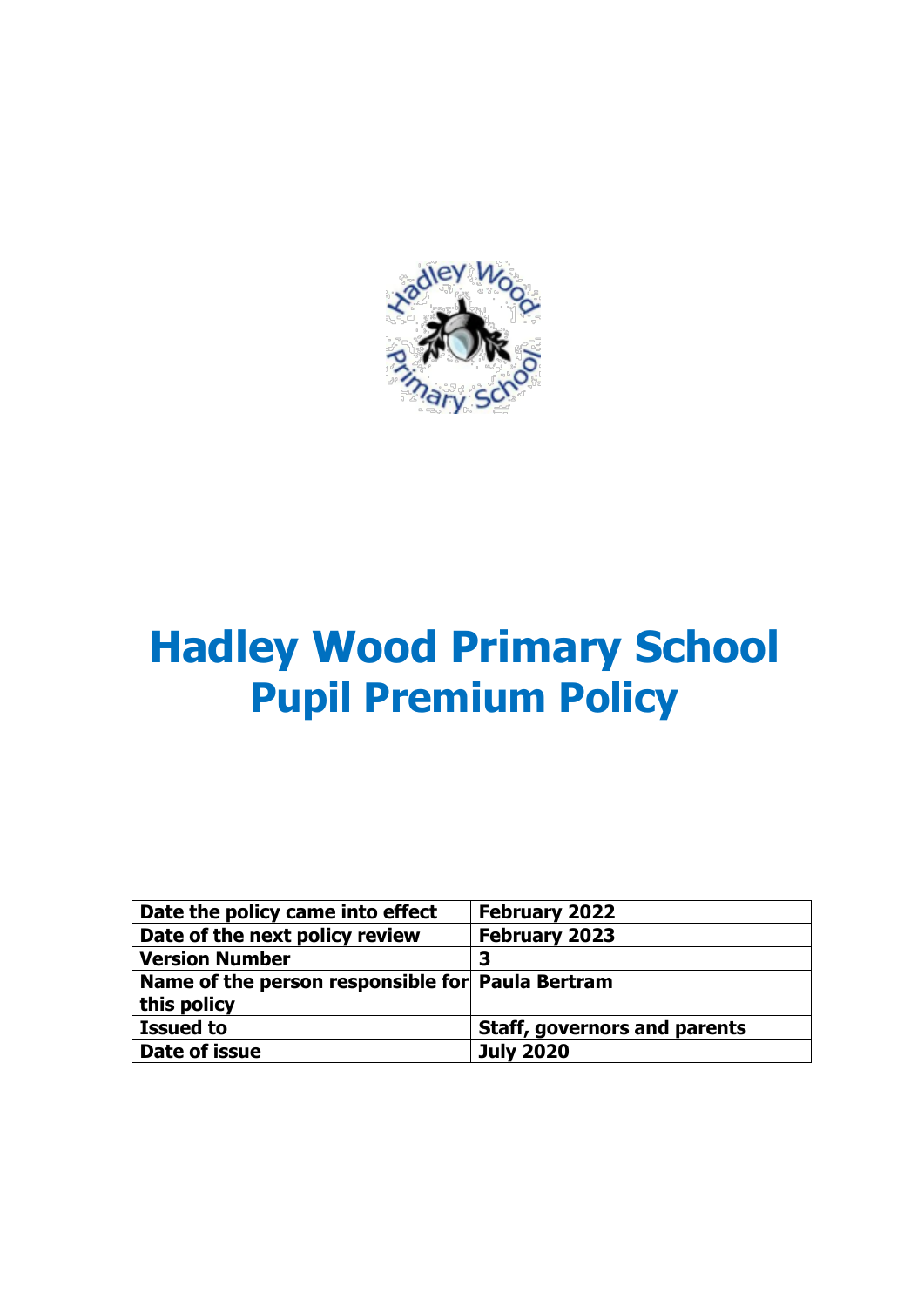# Hadley Wood Primary School
## Pupil Premium Policy

| Date the policy came into effect | February 2022 |
|---|---|
| Date of the next policy review | February 2023 |
| Version Number | 3 |
| Name of the person responsible for this policy | Paula Bertram |
| Issued to | Staff, governors and parents |
| Date of issue | July 2020 |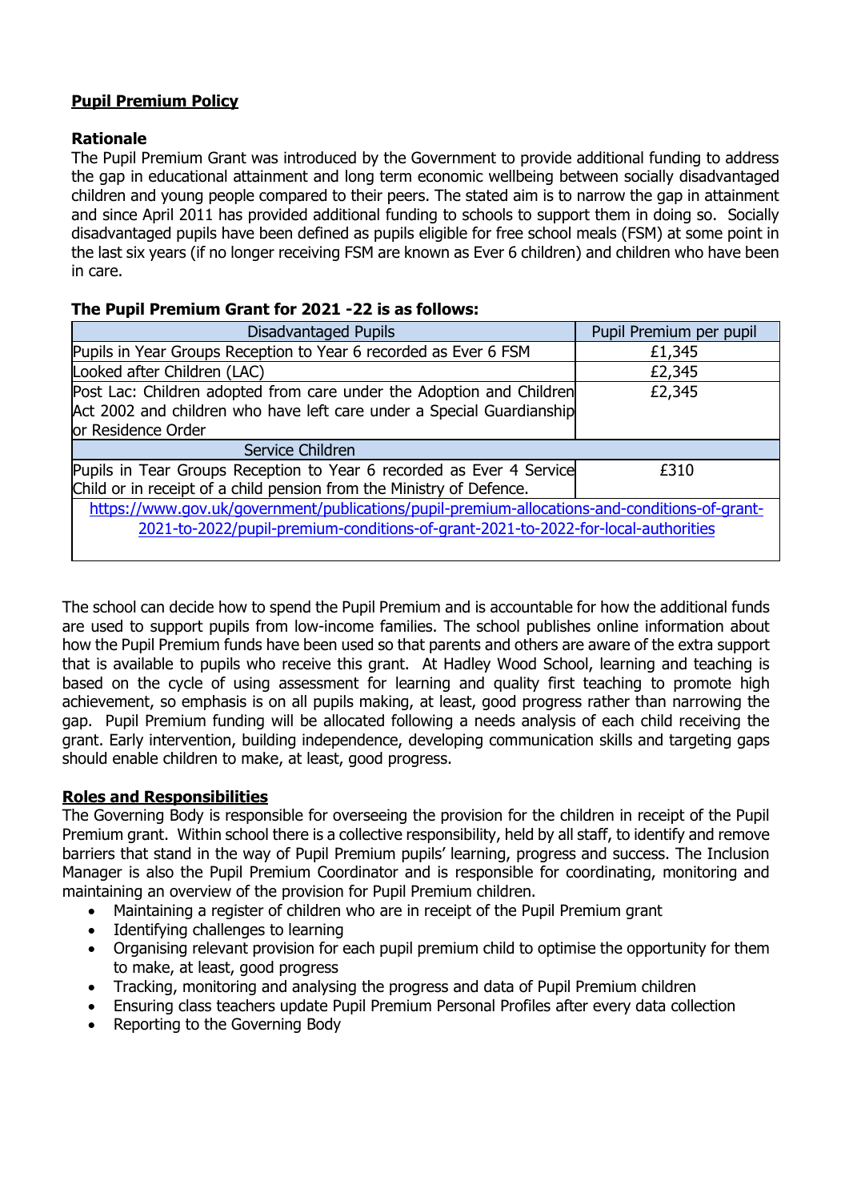**Pupil Premium Policy**

**Rationale**

The Pupil Premium Grant was introduced by the Government to provide additional funding to address the gap in educational attainment and long term economic wellbeing between socially disadvantaged children and young people compared to their peers. The stated aim is to narrow the gap in attainment and since April 2011 has provided additional funding to schools to support them in doing so. Socially disadvantaged pupils have been defined as pupils eligible for free school meals (FSM) at some point in the last six years (if no longer receiving FSM are known as Ever 6 children) and children who have been in care.

**The Pupil Premium Grant for 2021 -22 is as follows:**

| Disadvantaged Pupils | Pupil Premium per pupil |
|---|---|
| Pupils in Year Groups Reception to Year 6 recorded as Ever 6 FSM | £1,345 |
| Looked after Children (LAC) | £2,345 |
| Post Lac: Children adopted from care under the Adoption and Children Act 2002 and children who have left care under a Special Guardianship or Residence Order | £2,345 |
| Service Children | |
| Pupils in Tear Groups Reception to Year 6 recorded as Ever 4 Service Child or in receipt of a child pension from the Ministry of Defence. | £310 |
| https://www.gov.uk/government/publications/pupil-premium-allocations-and-conditions-of-grant-2021-to-2022/pupil-premium-conditions-of-grant-2021-to-2022-for-local-authorities | |

The school can decide how to spend the Pupil Premium and is accountable for how the additional funds are used to support pupils from low-income families. The school publishes online information about how the Pupil Premium funds have been used so that parents and others are aware of the extra support that is available to pupils who receive this grant. At Hadley Wood School, learning and teaching is based on the cycle of using assessment for learning and quality first teaching to promote high achievement, so emphasis is on all pupils making, at least, good progress rather than narrowing the gap. Pupil Premium funding will be allocated following a needs analysis of each child receiving the grant. Early intervention, building independence, developing communication skills and targeting gaps should enable children to make, at least, good progress.

**Roles and Responsibilities**

The Governing Body is responsible for overseeing the provision for the children in receipt of the Pupil Premium grant. Within school there is a collective responsibility, held by all staff, to identify and remove barriers that stand in the way of Pupil Premium pupils' learning, progress and success. The Inclusion Manager is also the Pupil Premium Coordinator and is responsible for coordinating, monitoring and maintaining an overview of the provision for Pupil Premium children.

- Maintaining a register of children who are in receipt of the Pupil Premium grant
- Identifying challenges to learning
- Organising relevant provision for each pupil premium child to optimise the opportunity for them to make, at least, good progress
- Tracking, monitoring and analysing the progress and data of Pupil Premium children
- Ensuring class teachers update Pupil Premium Personal Profiles after every data collection
- Reporting to the Governing Body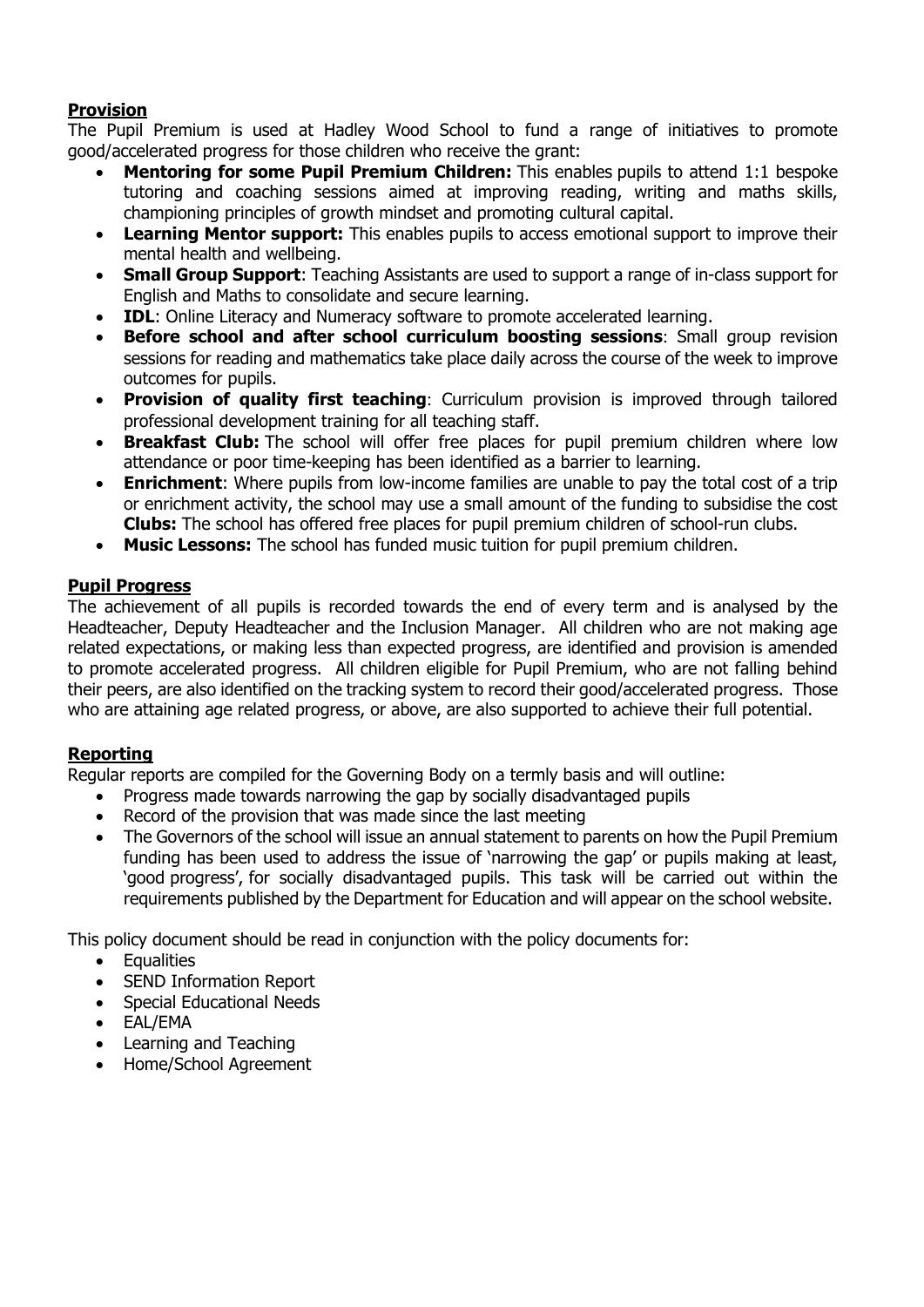## Provision

The Pupil Premium is used at Hadley Wood School to fund a range of initiatives to promote good/accelerated progress for those children who receive the grant:

- **Mentoring for some Pupil Premium Children:** This enables pupils to attend 1:1 bespoke tutoring and coaching sessions aimed at improving reading, writing and maths skills, championing principles of growth mindset and promoting cultural capital.
- **Learning Mentor support:** This enables pupils to access emotional support to improve their mental health and wellbeing.
- **Small Group Support**: Teaching Assistants are used to support a range of in-class support for English and Maths to consolidate and secure learning.
- **IDL**: Online Literacy and Numeracy software to promote accelerated learning.
- **Before school and after school curriculum boosting sessions**: Small group revision sessions for reading and mathematics take place daily across the course of the week to improve outcomes for pupils.
- **Provision of quality first teaching**: Curriculum provision is improved through tailored professional development training for all teaching staff.
- **Breakfast Club:** The school will offer free places for pupil premium children where low attendance or poor time-keeping has been identified as a barrier to learning.
- **Enrichment**: Where pupils from low-income families are unable to pay the total cost of a trip or enrichment activity, the school may use a small amount of the funding to subsidise the cost **Clubs:** The school has offered free places for pupil premium children of school-run clubs.
- **Music Lessons:** The school has funded music tuition for pupil premium children.

## Pupil Progress

The achievement of all pupils is recorded towards the end of every term and is analysed by the Headteacher, Deputy Headteacher and the Inclusion Manager. All children who are not making age related expectations, or making less than expected progress, are identified and provision is amended to promote accelerated progress. All children eligible for Pupil Premium, who are not falling behind their peers, are also identified on the tracking system to record their good/accelerated progress. Those who are attaining age related progress, or above, are also supported to achieve their full potential.

## Reporting

Regular reports are compiled for the Governing Body on a termly basis and will outline:

- Progress made towards narrowing the gap by socially disadvantaged pupils
- Record of the provision that was made since the last meeting
- The Governors of the school will issue an annual statement to parents on how the Pupil Premium funding has been used to address the issue of 'narrowing the gap' or pupils making at least, 'good progress', for socially disadvantaged pupils. This task will be carried out within the requirements published by the Department for Education and will appear on the school website.

This policy document should be read in conjunction with the policy documents for:

- Equalities
- SEND Information Report
- Special Educational Needs
- EAL/EMA
- Learning and Teaching
- Home/School Agreement